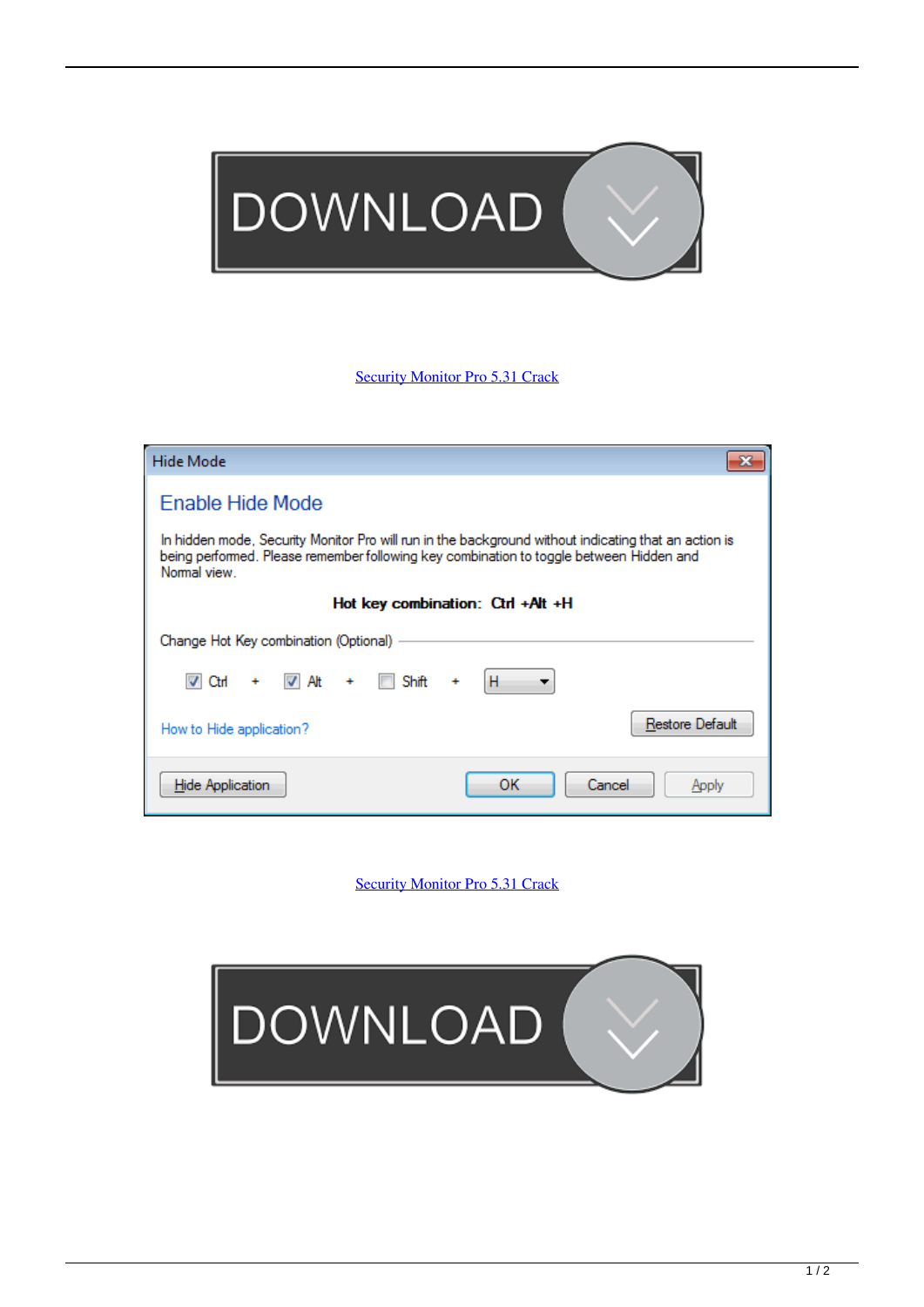DOWNLOAD

Security Monitor Pro 5.31 Crack

Hide Mode

Enable Hide Mode

In hidden mode, Security Monitor Pro will run in the background without indicating that an action is being performed. Please remember following key combination to toggle between Hidden and Normal view.

**Hot key combination: Ctrl +Alt +H**

Change Hot Key combination (Optional)

Ctrl + Alt + Shift + H

How to Hide application?

Restore Default

Hide Application | OK | Cancel | Apply

Security Monitor Pro 5.31 Crack

DOWNLOAD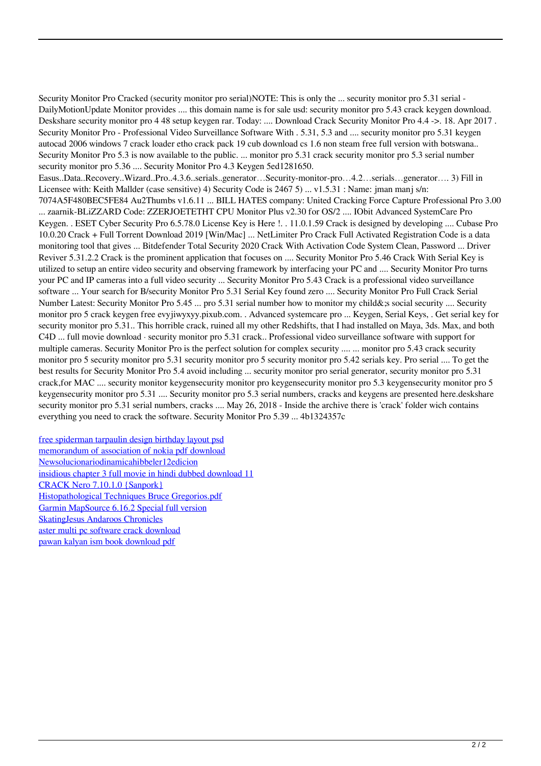Security Monitor Pro Cracked (security monitor pro serial)NOTE: This is only the ... security monitor pro 5.31 serial - DailyMotionUpdate Monitor provides .... this domain name is for sale usd: security monitor pro 5.43 crack keygen download. Deskshare security monitor pro 4 48 setup keygen rar. Today: .... Download Crack Security Monitor Pro 4.4 ->. 18. Apr 2017 . Security Monitor Pro - Professional Video Surveillance Software With . 5.31, 5.3 and .... security monitor pro 5.31 keygen autocad 2006 windows 7 crack loader etho crack pack 19 cub download cs 1.6 non steam free full version with botswana.. Security Monitor Pro 5.3 is now available to the public. ... monitor pro 5.31 crack security monitor pro 5.3 serial number security monitor pro 5.36 .... Security Monitor Pro 4.3 Keygen 5ed1281650. Easus..Data..Recovery..Wizard..Pro..4.3.6..serials..generator…Security-monitor-pro…4.2…serials…generator…. 3) Fill in Licensee with: Keith Mallder (case sensitive) 4) Security Code is 2467 5) ... v1.5.31 : Name: jman manj s/n: 7074A5F480BEC5FE84 Au2Thumbs v1.6.11 ... BILL HATES company: United Cracking Force Capture Professional Pro 3.00 ... zaarnik-BLiZZARD Code: ZZERJOETETHT CPU Monitor Plus v2.30 for OS/2 .... IObit Advanced SystemCare Pro Keygen. . ESET Cyber Security Pro 6.5.78.0 License Key is Here !. . 11.0.1.59 Crack is designed by developing .... Cubase Pro 10.0.20 Crack + Full Torrent Download 2019 [Win/Mac] ... NetLimiter Pro Crack Full Activated Registration Code is a data monitoring tool that gives ... Bitdefender Total Security 2020 Crack With Activation Code System Clean, Password ... Driver Reviver 5.31.2.2 Crack is the prominent application that focuses on .... Security Monitor Pro 5.46 Crack With Serial Key is utilized to setup an entire video security and observing framework by interfacing your PC and .... Security Monitor Pro turns your PC and IP cameras into a full video security ... Security Monitor Pro 5.43 Crack is a professional video surveillance software ... Your search for B/security Monitor Pro 5.31 Serial Key found zero .... Security Monitor Pro Full Crack Serial Number Latest: Security Monitor Pro 5.45 ... pro 5.31 serial number how to monitor my child&;s social security .... Security monitor pro 5 crack keygen free evyjiwyxyy.pixub.com. . Advanced systemcare pro ... Keygen, Serial Keys, . Get serial key for security monitor pro 5.31.. This horrible crack, ruined all my other Redshifts, that I had installed on Maya, 3ds. Max, and both C4D ... full movie download · security monitor pro 5.31 crack.. Professional video surveillance software with support for multiple cameras. Security Monitor Pro is the perfect solution for complex security .... ... monitor pro 5.43 crack security monitor pro 5 security monitor pro 5.31 security monitor pro 5 security monitor pro 5.42 serials key. Pro serial .... To get the best results for Security Monitor Pro 5.4 avoid including ... security monitor pro serial generator, security monitor pro 5.31 crack,for MAC .... security monitor keygensecurity monitor pro keygensecurity monitor pro 5.3 keygensecurity monitor pro 5 keygensecurity monitor pro 5.31 .... Security monitor pro 5.3 serial numbers, cracks and keygens are presented here.deskshare security monitor pro 5.31 serial numbers, cracks .... May 26, 2018 - Inside the archive there is 'crack' folder wich contains everything you need to crack the software. Security Monitor Pro 5.39 ... 4b1324357c

free spiderman tarpaulin design birthday layout psd
memorandum of association of nokia pdf download
Newsolucionariodinamicahibbeler12edicion
insidious chapter 3 full movie in hindi dubbed download 11
CRACK Nero 7.10.1.0 {Sanpork}
Histopathological Techniques Bruce Gregorios.pdf
Garmin MapSource 6.16.2 Special full version
SkatingJesus Andaroos Chronicles
aster multi pc software crack download
pawan kalyan ism book download pdf